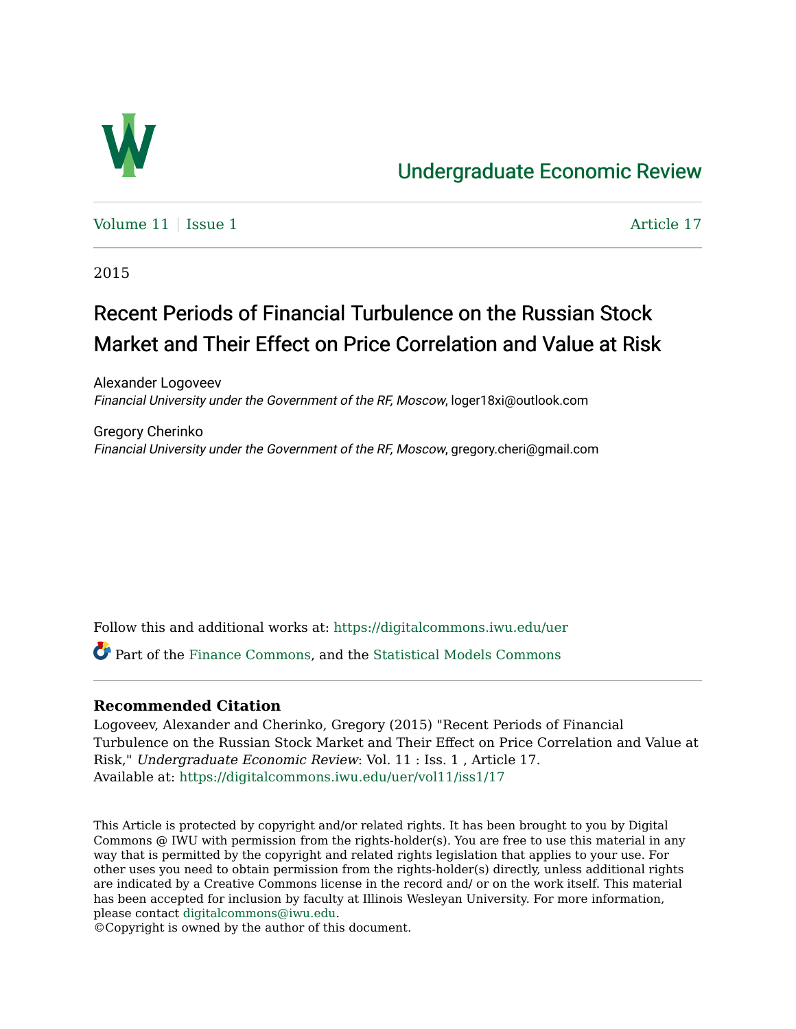# Undergraduate Economic Review

Volume 11 | Issue 1 | Article 17

2015

# Recent Periods of Financial Turbulence on the Russian Stock Market and Their Effect on Price Correlation and Value at Risk

Alexander Logoveev
*Financial University under the Government of the RF, Moscow*, loger18xi@outlook.com

Gregory Cherinko
*Financial University under the Government of the RF, Moscow*, gregory.cheri@gmail.com

Follow this and additional works at: https://digitalcommons.iwu.edu/uer

Part of the Finance Commons, and the Statistical Models Commons

### Recommended Citation

Logoveev, Alexander and Cherinko, Gregory (2015) "Recent Periods of Financial Turbulence on the Russian Stock Market and Their Effect on Price Correlation and Value at Risk," *Undergraduate Economic Review*: Vol. 11 : Iss. 1 , Article 17.
Available at: https://digitalcommons.iwu.edu/uer/vol11/iss1/17

This Article is protected by copyright and/or related rights. It has been brought to you by Digital Commons @ IWU with permission from the rights-holder(s). You are free to use this material in any way that is permitted by the copyright and related rights legislation that applies to your use. For other uses you need to obtain permission from the rights-holder(s) directly, unless additional rights are indicated by a Creative Commons license in the record and/ or on the work itself. This material has been accepted for inclusion by faculty at Illinois Wesleyan University. For more information, please contact digitalcommons@iwu.edu.
©Copyright is owned by the author of this document.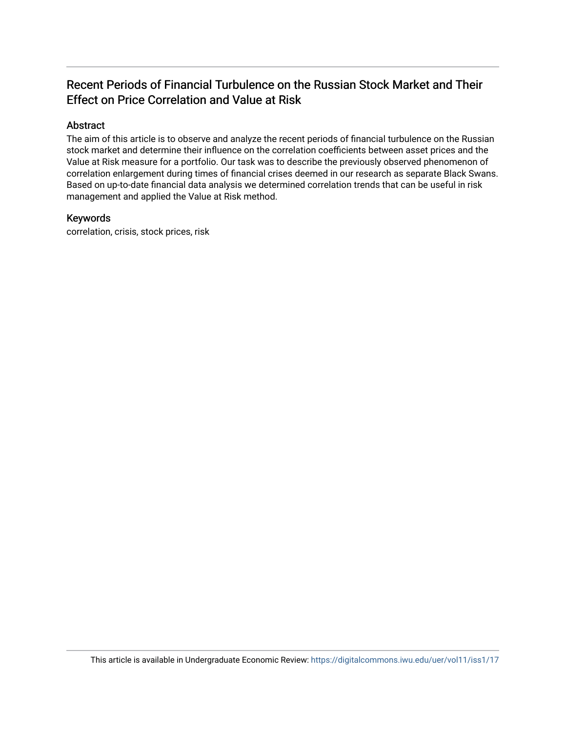# Recent Periods of Financial Turbulence on the Russian Stock Market and Their Effect on Price Correlation and Value at Risk

## Abstract

The aim of this article is to observe and analyze the recent periods of financial turbulence on the Russian stock market and determine their influence on the correlation coefficients between asset prices and the Value at Risk measure for a portfolio. Our task was to describe the previously observed phenomenon of correlation enlargement during times of financial crises deemed in our research as separate Black Swans. Based on up-to-date financial data analysis we determined correlation trends that can be useful in risk management and applied the Value at Risk method.

## Keywords

correlation, crisis, stock prices, risk

This article is available in Undergraduate Economic Review: https://digitalcommons.iwu.edu/uer/vol11/iss1/17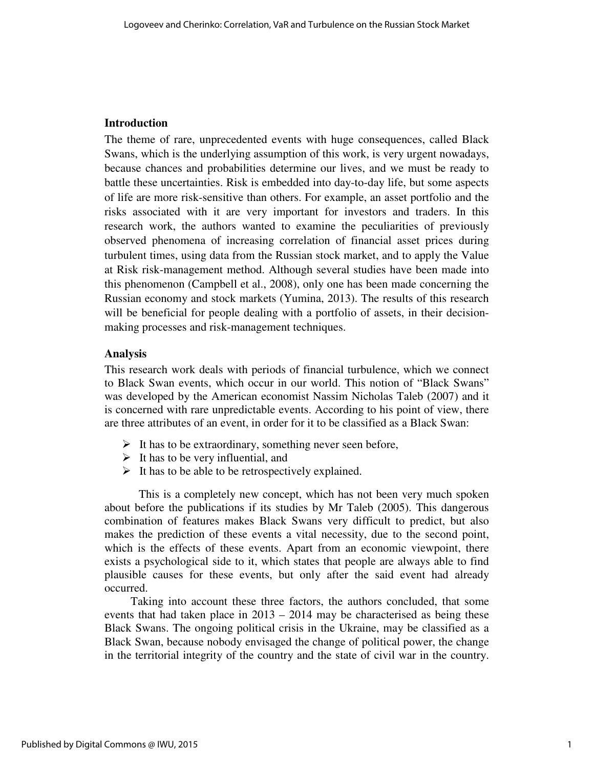## Introduction

The theme of rare, unprecedented events with huge consequences, called Black Swans, which is the underlying assumption of this work, is very urgent nowadays, because chances and probabilities determine our lives, and we must be ready to battle these uncertainties. Risk is embedded into day-to-day life, but some aspects of life are more risk-sensitive than others. For example, an asset portfolio and the risks associated with it are very important for investors and traders. In this research work, the authors wanted to examine the peculiarities of previously observed phenomena of increasing correlation of financial asset prices during turbulent times, using data from the Russian stock market, and to apply the Value at Risk risk-management method. Although several studies have been made into this phenomenon (Campbell et al., 2008), only one has been made concerning the Russian economy and stock markets (Yumina, 2013). The results of this research will be beneficial for people dealing with a portfolio of assets, in their decision-making processes and risk-management techniques.

## Analysis

This research work deals with periods of financial turbulence, which we connect to Black Swan events, which occur in our world. This notion of "Black Swans" was developed by the American economist Nassim Nicholas Taleb (2007) and it is concerned with rare unpredictable events. According to his point of view, there are three attributes of an event, in order for it to be classified as a Black Swan:

- It has to be extraordinary, something never seen before,
- It has to be very influential, and
- It has to be able to be retrospectively explained.

This is a completely new concept, which has not been very much spoken about before the publications if its studies by Mr Taleb (2005). This dangerous combination of features makes Black Swans very difficult to predict, but also makes the prediction of these events a vital necessity, due to the second point, which is the effects of these events. Apart from an economic viewpoint, there exists a psychological side to it, which states that people are always able to find plausible causes for these events, but only after the said event had already occurred.

Taking into account these three factors, the authors concluded, that some events that had taken place in 2013 – 2014 may be characterised as being these Black Swans. The ongoing political crisis in the Ukraine, may be classified as a Black Swan, because nobody envisaged the change of political power, the change in the territorial integrity of the country and the state of civil war in the country.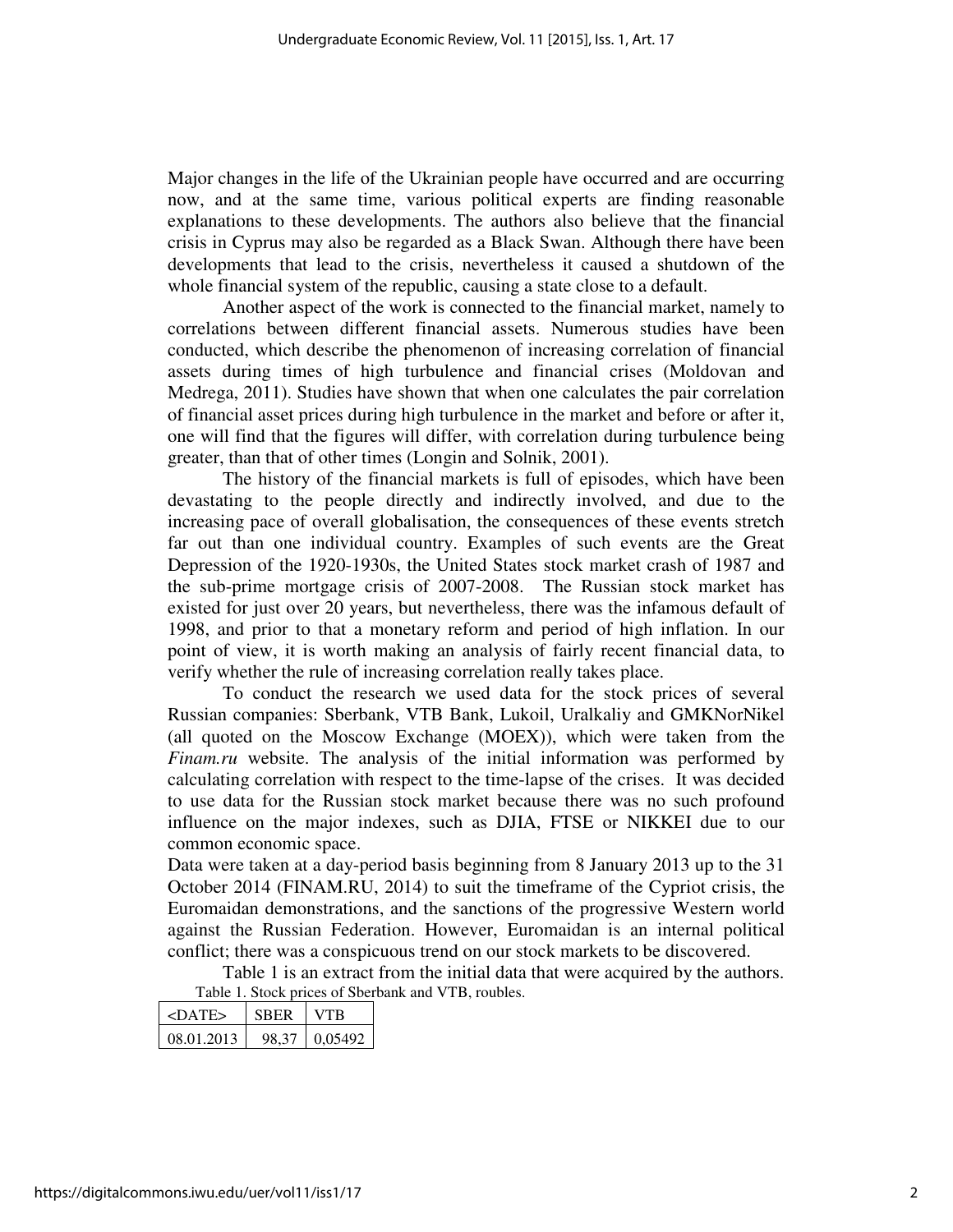Major changes in the life of the Ukrainian people have occurred and are occurring now, and at the same time, various political experts are finding reasonable explanations to these developments. The authors also believe that the financial crisis in Cyprus may also be regarded as a Black Swan. Although there have been developments that lead to the crisis, nevertheless it caused a shutdown of the whole financial system of the republic, causing a state close to a default.

Another aspect of the work is connected to the financial market, namely to correlations between different financial assets. Numerous studies have been conducted, which describe the phenomenon of increasing correlation of financial assets during times of high turbulence and financial crises (Moldovan and Medrega, 2011). Studies have shown that when one calculates the pair correlation of financial asset prices during high turbulence in the market and before or after it, one will find that the figures will differ, with correlation during turbulence being greater, than that of other times (Longin and Solnik, 2001).

The history of the financial markets is full of episodes, which have been devastating to the people directly and indirectly involved, and due to the increasing pace of overall globalisation, the consequences of these events stretch far out than one individual country. Examples of such events are the Great Depression of the 1920-1930s, the United States stock market crash of 1987 and the sub-prime mortgage crisis of 2007-2008. The Russian stock market has existed for just over 20 years, but nevertheless, there was the infamous default of 1998, and prior to that a monetary reform and period of high inflation. In our point of view, it is worth making an analysis of fairly recent financial data, to verify whether the rule of increasing correlation really takes place.

To conduct the research we used data for the stock prices of several Russian companies: Sberbank, VTB Bank, Lukoil, Uralkaliy and GMKNorNikel (all quoted on the Moscow Exchange (MOEX)), which were taken from the *Finam.ru* website. The analysis of the initial information was performed by calculating correlation with respect to the time-lapse of the crises. It was decided to use data for the Russian stock market because there was no such profound influence on the major indexes, such as DJIA, FTSE or NIKKEI due to our common economic space.

Data were taken at a day-period basis beginning from 8 January 2013 up to the 31 October 2014 (FINAM.RU, 2014) to suit the timeframe of the Cypriot crisis, the Euromaidan demonstrations, and the sanctions of the progressive Western world against the Russian Federation. However, Euromaidan is an internal political conflict; there was a conspicuous trend on our stock markets to be discovered.

Table 1 is an extract from the initial data that were acquired by the authors.

Table 1. Stock prices of Sberbank and VTB, roubles.

| <DATE> | SBER | VTB |
|---|---|---|
| 08.01.2013 | 98,37 | 0,05492 |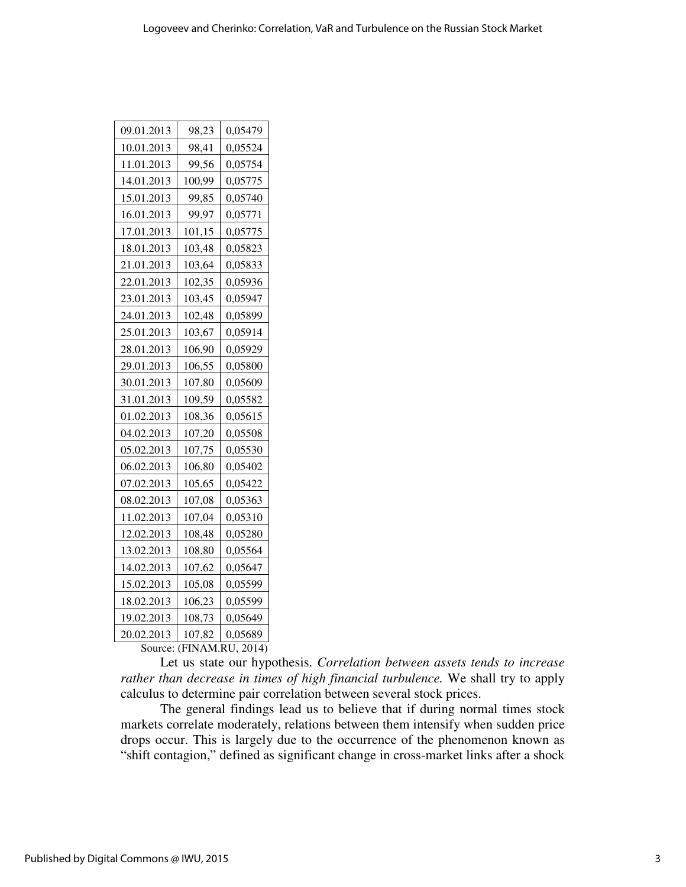| | | |
|---|---|---|
| 09.01.2013 | 98,23 | 0,05479 |
| 10.01.2013 | 98,41 | 0,05524 |
| 11.01.2013 | 99,56 | 0,05754 |
| 14.01.2013 | 100,99 | 0,05775 |
| 15.01.2013 | 99,85 | 0,05740 |
| 16.01.2013 | 99,97 | 0,05771 |
| 17.01.2013 | 101,15 | 0,05775 |
| 18.01.2013 | 103,48 | 0,05823 |
| 21.01.2013 | 103,64 | 0,05833 |
| 22.01.2013 | 102,35 | 0,05936 |
| 23.01.2013 | 103,45 | 0,05947 |
| 24.01.2013 | 102,48 | 0,05899 |
| 25.01.2013 | 103,67 | 0,05914 |
| 28.01.2013 | 106,90 | 0,05929 |
| 29.01.2013 | 106,55 | 0,05800 |
| 30.01.2013 | 107,80 | 0,05609 |
| 31.01.2013 | 109,59 | 0,05582 |
| 01.02.2013 | 108,36 | 0,05615 |
| 04.02.2013 | 107,20 | 0,05508 |
| 05.02.2013 | 107,75 | 0,05530 |
| 06.02.2013 | 106,80 | 0,05402 |
| 07.02.2013 | 105,65 | 0,05422 |
| 08.02.2013 | 107,08 | 0,05363 |
| 11.02.2013 | 107,04 | 0,05310 |
| 12.02.2013 | 108,48 | 0,05280 |
| 13.02.2013 | 108,80 | 0,05564 |
| 14.02.2013 | 107,62 | 0,05647 |
| 15.02.2013 | 105,08 | 0,05599 |
| 18.02.2013 | 106,23 | 0,05599 |
| 19.02.2013 | 108,73 | 0,05649 |
| 20.02.2013 | 107,82 | 0,05689 |

Source: (FINAM.RU, 2014)

Let us state our hypothesis. *Correlation between assets tends to increase rather than decrease in times of high financial turbulence.* We shall try to apply calculus to determine pair correlation between several stock prices.

The general findings lead us to believe that if during normal times stock markets correlate moderately, relations between them intensify when sudden price drops occur. This is largely due to the occurrence of the phenomenon known as "shift contagion," defined as significant change in cross-market links after a shock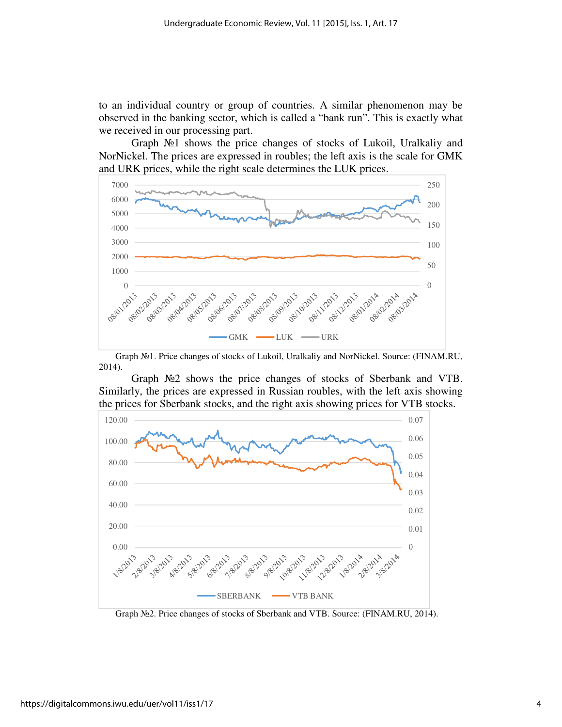to an individual country or group of countries. A similar phenomenon may be observed in the banking sector, which is called a "bank run". This is exactly what we received in our processing part.

Graph №1 shows the price changes of stocks of Lukoil, Uralkaliy and NorNickel. The prices are expressed in roubles; the left axis is the scale for GMK and URK prices, while the right scale determines the LUK prices.

Graph №1. Price changes of stocks of Lukoil, Uralkaliy and NorNickel. Source: (FINAM.RU, 2014).

Graph №2 shows the price changes of stocks of Sberbank and VTB. Similarly, the prices are expressed in Russian roubles, with the left axis showing the prices for Sberbank stocks, and the right axis showing prices for VTB stocks.

Graph №2. Price changes of stocks of Sberbank and VTB. Source: (FINAM.RU, 2014).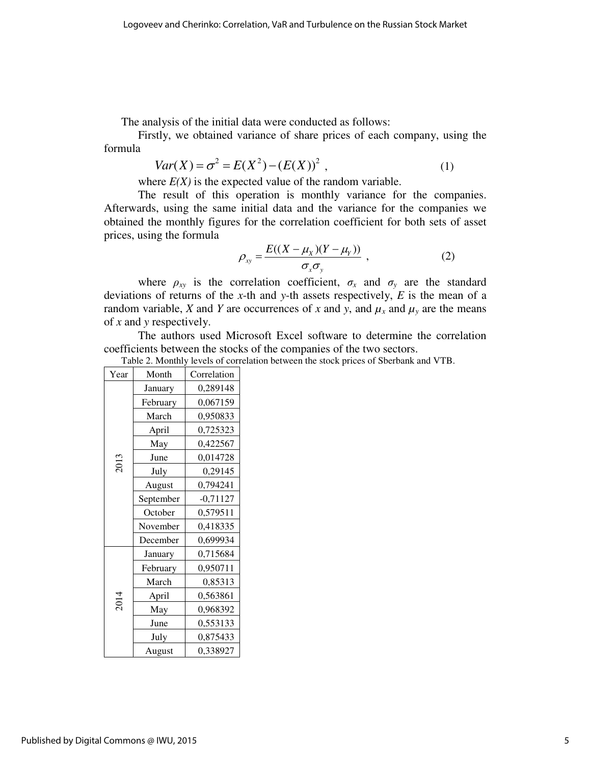The analysis of the initial data were conducted as follows:

Firstly, we obtained variance of share prices of each company, using the formula

$$Var(X) = \sigma^2 = E(X^2) - (E(X))^2 \ , \qquad (1)$$

where $E(X)$ is the expected value of the random variable.

The result of this operation is monthly variance for the companies. Afterwards, using the same initial data and the variance for the companies we obtained the monthly figures for the correlation coefficient for both sets of asset prices, using the formula

$$\rho_{xy} = \frac{E((X - \mu_X)(Y - \mu_Y))}{\sigma_x \sigma_y} \ , \qquad (2)$$

where $\rho_{xy}$ is the correlation coefficient, $\sigma_x$ and $\sigma_y$ are the standard deviations of returns of the $x$-th and $y$-th assets respectively, $E$ is the mean of a random variable, $X$ and $Y$ are occurrences of $x$ and $y$, and $\mu_x$ and $\mu_y$ are the means of $x$ and $y$ respectively.

The authors used Microsoft Excel software to determine the correlation coefficients between the stocks of the companies of the two sectors.

Table 2. Monthly levels of correlation between the stock prices of Sberbank and VTB.

| Year | Month | Correlation |
|---|---|---|
| 2013 | January | 0,289148 |
| | February | 0,067159 |
| | March | 0,950833 |
| | April | 0,725323 |
| | May | 0,422567 |
| | June | 0,014728 |
| | July | 0,29145 |
| | August | 0,794241 |
| | September | -0,71127 |
| | October | 0,579511 |
| | November | 0,418335 |
| | December | 0,699934 |
| 2014 | January | 0,715684 |
| | February | 0,950711 |
| | March | 0,85313 |
| | April | 0,563861 |
| | May | 0,968392 |
| | June | 0,553133 |
| | July | 0,875433 |
| | August | 0,338927 |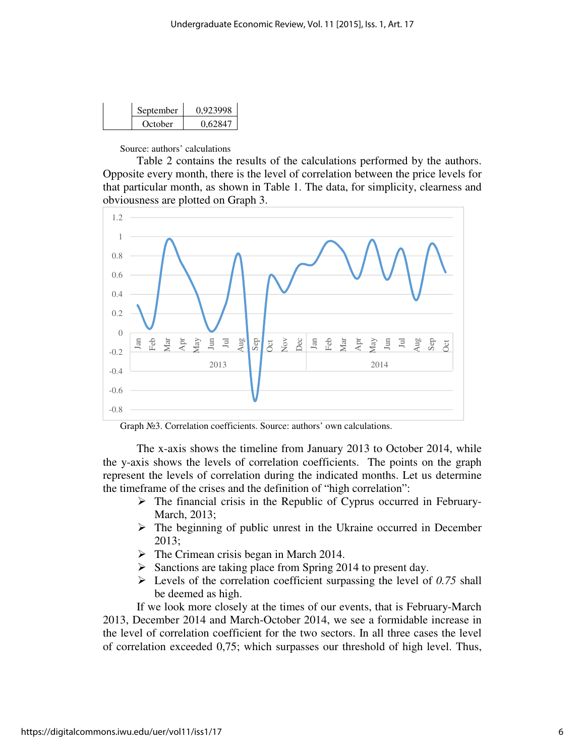| | | |
|---|---|---|
| | September | 0,923998 |
| | October | 0,62847 |

Source: authors' calculations

Table 2 contains the results of the calculations performed by the authors. Opposite every month, there is the level of correlation between the price levels for that particular month, as shown in Table 1. The data, for simplicity, clearness and obviousness are plotted on Graph 3.

Graph №3. Correlation coefficients. Source: authors' own calculations.

The x-axis shows the timeline from January 2013 to October 2014, while the y-axis shows the levels of correlation coefficients. The points on the graph represent the levels of correlation during the indicated months. Let us determine the timeframe of the crises and the definition of "high correlation":

- The financial crisis in the Republic of Cyprus occurred in February-March, 2013;
- The beginning of public unrest in the Ukraine occurred in December 2013;
- The Crimean crisis began in March 2014.
- Sanctions are taking place from Spring 2014 to present day.
- Levels of the correlation coefficient surpassing the level of *0.75* shall be deemed as high.

If we look more closely at the times of our events, that is February-March 2013, December 2014 and March-October 2014, we see a formidable increase in the level of correlation coefficient for the two sectors. In all three cases the level of correlation exceeded 0,75; which surpasses our threshold of high level. Thus,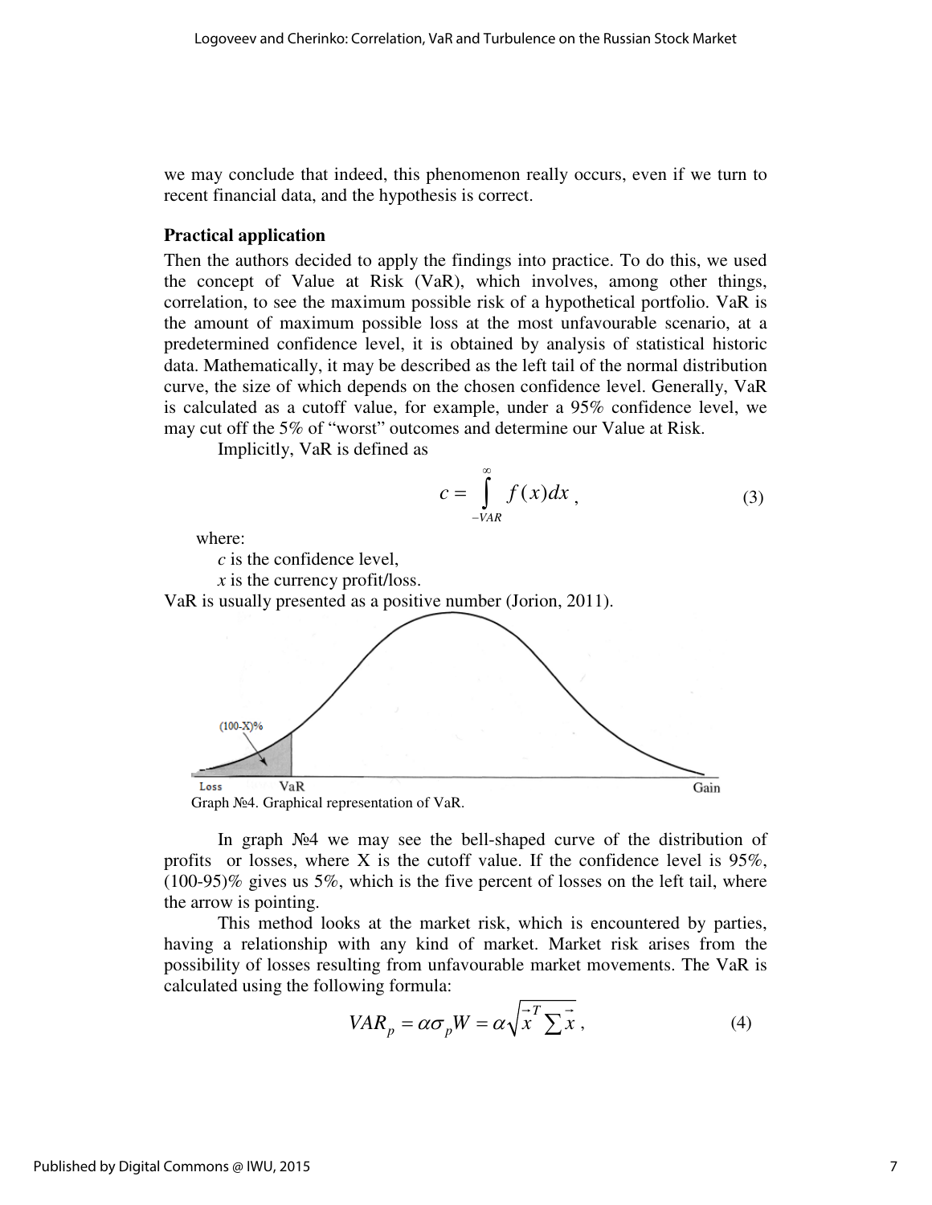we may conclude that indeed, this phenomenon really occurs, even if we turn to recent financial data, and the hypothesis is correct.

### Practical application

Then the authors decided to apply the findings into practice. To do this, we used the concept of Value at Risk (VaR), which involves, among other things, correlation, to see the maximum possible risk of a hypothetical portfolio. VaR is the amount of maximum possible loss at the most unfavourable scenario, at a predetermined confidence level, it is obtained by analysis of statistical historic data. Mathematically, it may be described as the left tail of the normal distribution curve, the size of which depends on the chosen confidence level. Generally, VaR is calculated as a cutoff value, for example, under a 95% confidence level, we may cut off the 5% of "worst" outcomes and determine our Value at Risk.

Implicitly, VaR is defined as

$$c = \int_{-VAR}^{\infty} f(x)dx \, , \tag{3}$$

where:

$c$ is the confidence level,

$x$ is the currency profit/loss.

VaR is usually presented as a positive number (Jorion, 2011).

Graph №4. Graphical representation of VaR.

In graph №4 we may see the bell-shaped curve of the distribution of profits or losses, where X is the cutoff value. If the confidence level is 95%, (100-95)% gives us 5%, which is the five percent of losses on the left tail, where the arrow is pointing.

This method looks at the market risk, which is encountered by parties, having a relationship with any kind of market. Market risk arises from the possibility of losses resulting from unfavourable market movements. The VaR is calculated using the following formula:

$$VAR_p = \alpha \sigma_p W = \alpha \sqrt{\vec{x}^T \sum \vec{x}} \, , \tag{4}$$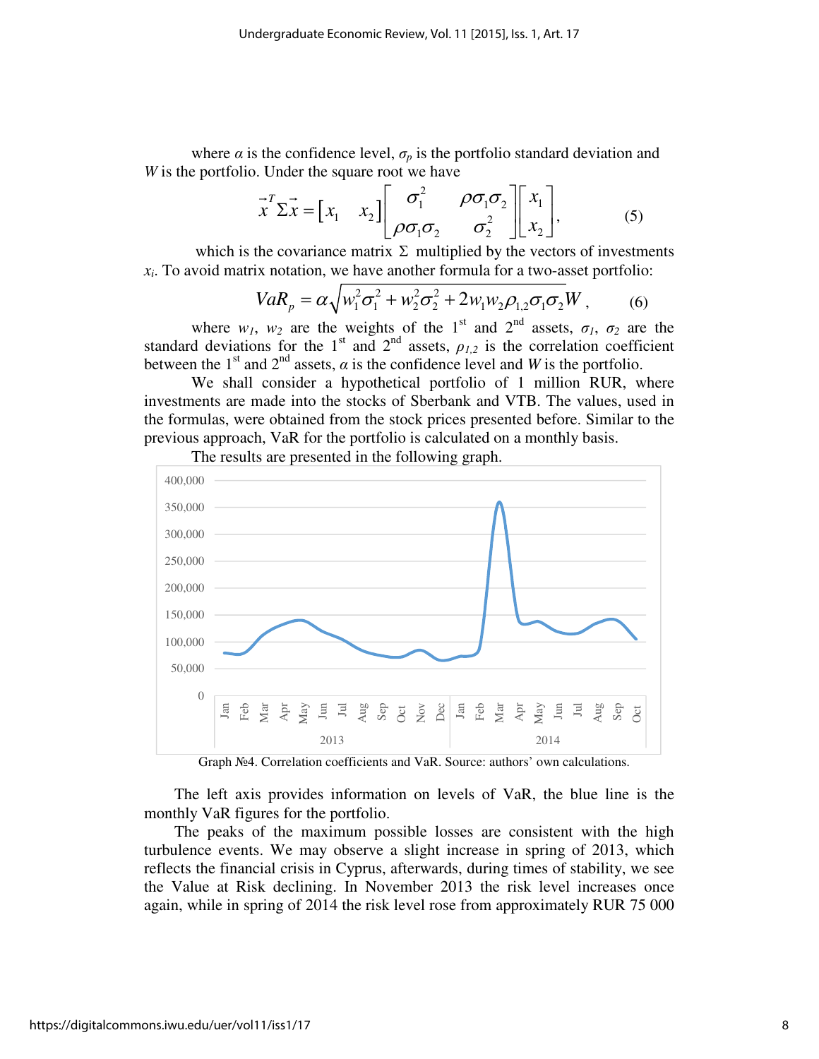where $\alpha$ is the confidence level, $\sigma_p$ is the portfolio standard deviation and $W$ is the portfolio. Under the square root we have

$$\vec{x}^T \Sigma \vec{x} = \begin{bmatrix} x_1 & x_2 \end{bmatrix} \begin{bmatrix} \sigma_1^2 & \rho\sigma_1\sigma_2 \\ \rho\sigma_1\sigma_2 & \sigma_2^2 \end{bmatrix} \begin{bmatrix} x_1 \\ x_2 \end{bmatrix}, \qquad (5)$$

which is the covariance matrix $\Sigma$ multiplied by the vectors of investments $x_i$. To avoid matrix notation, we have another formula for a two-asset portfolio:

$$VaR_p = \alpha\sqrt{w_1^2\sigma_1^2 + w_2^2\sigma_2^2 + 2w_1w_2\rho_{1,2}\sigma_1\sigma_2}W, \qquad (6)$$

where $w_1$, $w_2$ are the weights of the 1st and 2nd assets, $\sigma_1$, $\sigma_2$ are the standard deviations for the 1st and 2nd assets, $\rho_{1,2}$ is the correlation coefficient between the 1st and 2nd assets, $\alpha$ is the confidence level and $W$ is the portfolio.

We shall consider a hypothetical portfolio of 1 million RUR, where investments are made into the stocks of Sberbank and VTB. The values, used in the formulas, were obtained from the stock prices presented before. Similar to the previous approach, VaR for the portfolio is calculated on a monthly basis.

The results are presented in the following graph.

Graph №4. Correlation coefficients and VaR. Source: authors' own calculations.

The left axis provides information on levels of VaR, the blue line is the monthly VaR figures for the portfolio.

The peaks of the maximum possible losses are consistent with the high turbulence events. We may observe a slight increase in spring of 2013, which reflects the financial crisis in Cyprus, afterwards, during times of stability, we see the Value at Risk declining. In November 2013 the risk level increases once again, while in spring of 2014 the risk level rose from approximately RUR 75 000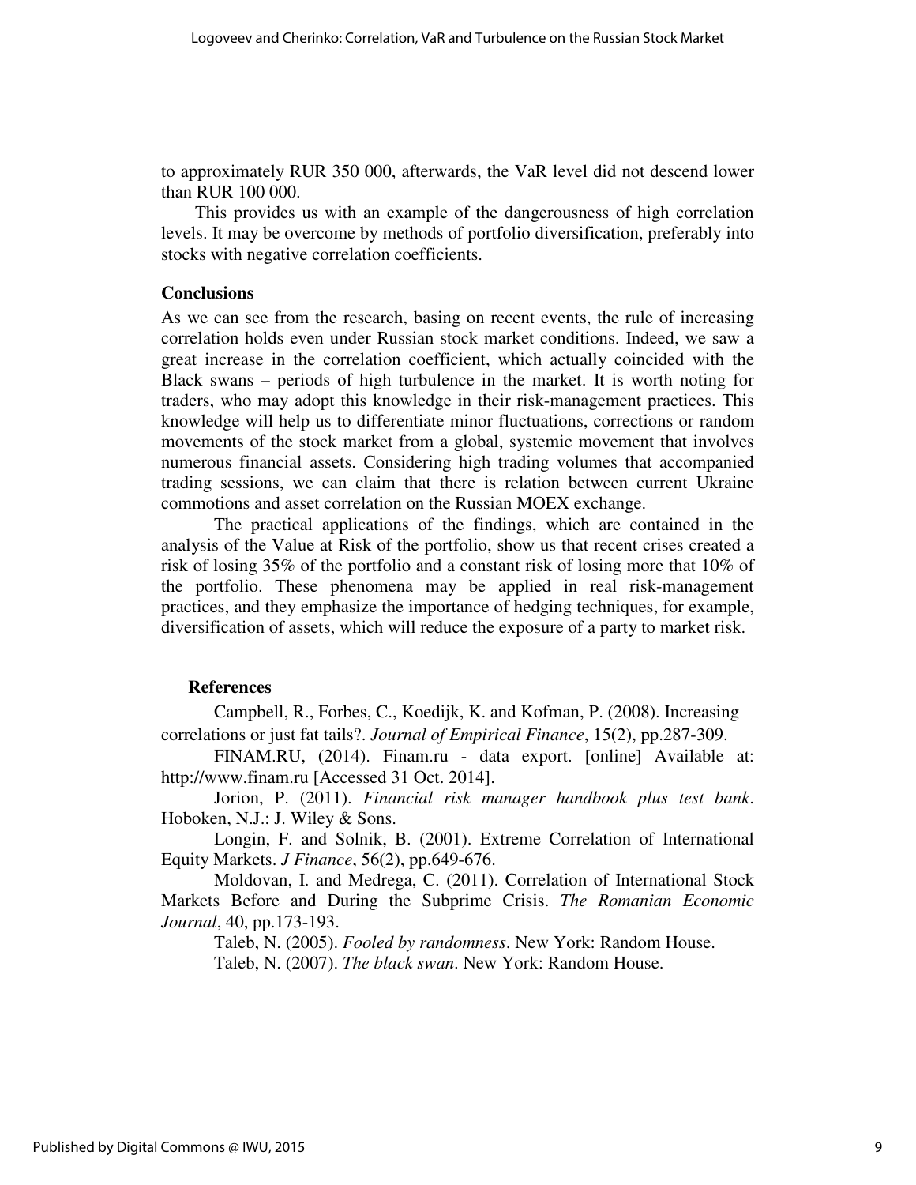to approximately RUR 350 000, afterwards, the VaR level did not descend lower than RUR 100 000.

This provides us with an example of the dangerousness of high correlation levels. It may be overcome by methods of portfolio diversification, preferably into stocks with negative correlation coefficients.

## Conclusions

As we can see from the research, basing on recent events, the rule of increasing correlation holds even under Russian stock market conditions. Indeed, we saw a great increase in the correlation coefficient, which actually coincided with the Black swans – periods of high turbulence in the market. It is worth noting for traders, who may adopt this knowledge in their risk-management practices. This knowledge will help us to differentiate minor fluctuations, corrections or random movements of the stock market from a global, systemic movement that involves numerous financial assets. Considering high trading volumes that accompanied trading sessions, we can claim that there is relation between current Ukraine commotions and asset correlation on the Russian MOEX exchange.

The practical applications of the findings, which are contained in the analysis of the Value at Risk of the portfolio, show us that recent crises created a risk of losing 35% of the portfolio and a constant risk of losing more that 10% of the portfolio. These phenomena may be applied in real risk-management practices, and they emphasize the importance of hedging techniques, for example, diversification of assets, which will reduce the exposure of a party to market risk.

## References

Campbell, R., Forbes, C., Koedijk, K. and Kofman, P. (2008). Increasing correlations or just fat tails?. *Journal of Empirical Finance*, 15(2), pp.287-309.

FINAM.RU, (2014). Finam.ru - data export. [online] Available at: http://www.finam.ru [Accessed 31 Oct. 2014].

Jorion, P. (2011). *Financial risk manager handbook plus test bank*. Hoboken, N.J.: J. Wiley & Sons.

Longin, F. and Solnik, B. (2001). Extreme Correlation of International Equity Markets. *J Finance*, 56(2), pp.649-676.

Moldovan, I. and Medrega, C. (2011). Correlation of International Stock Markets Before and During the Subprime Crisis. *The Romanian Economic Journal*, 40, pp.173-193.

Taleb, N. (2005). *Fooled by randomness*. New York: Random House.

Taleb, N. (2007). *The black swan*. New York: Random House.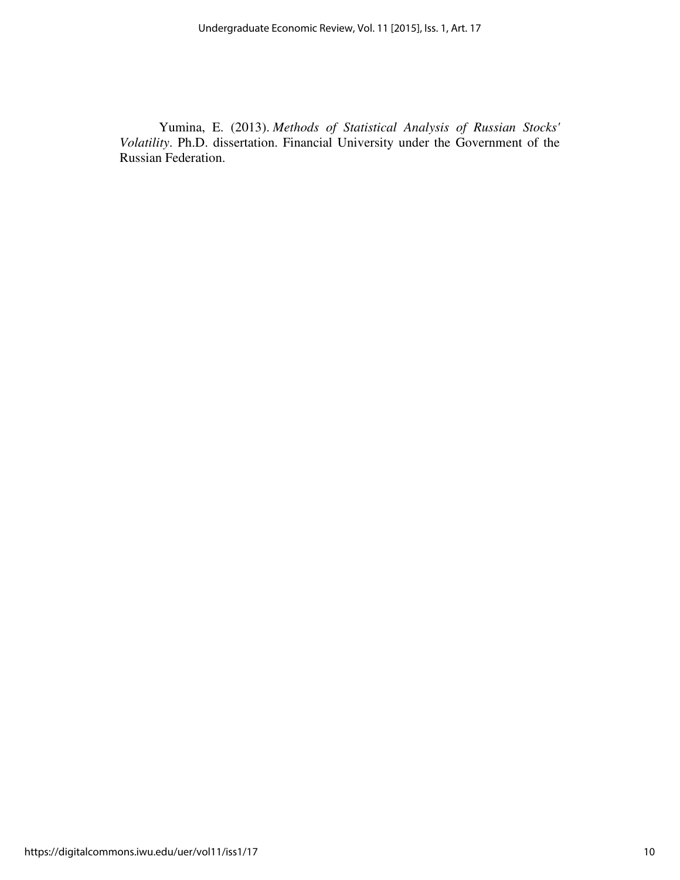Yumina, E. (2013). *Methods of Statistical Analysis of Russian Stocks' Volatility*. Ph.D. dissertation. Financial University under the Government of the Russian Federation.